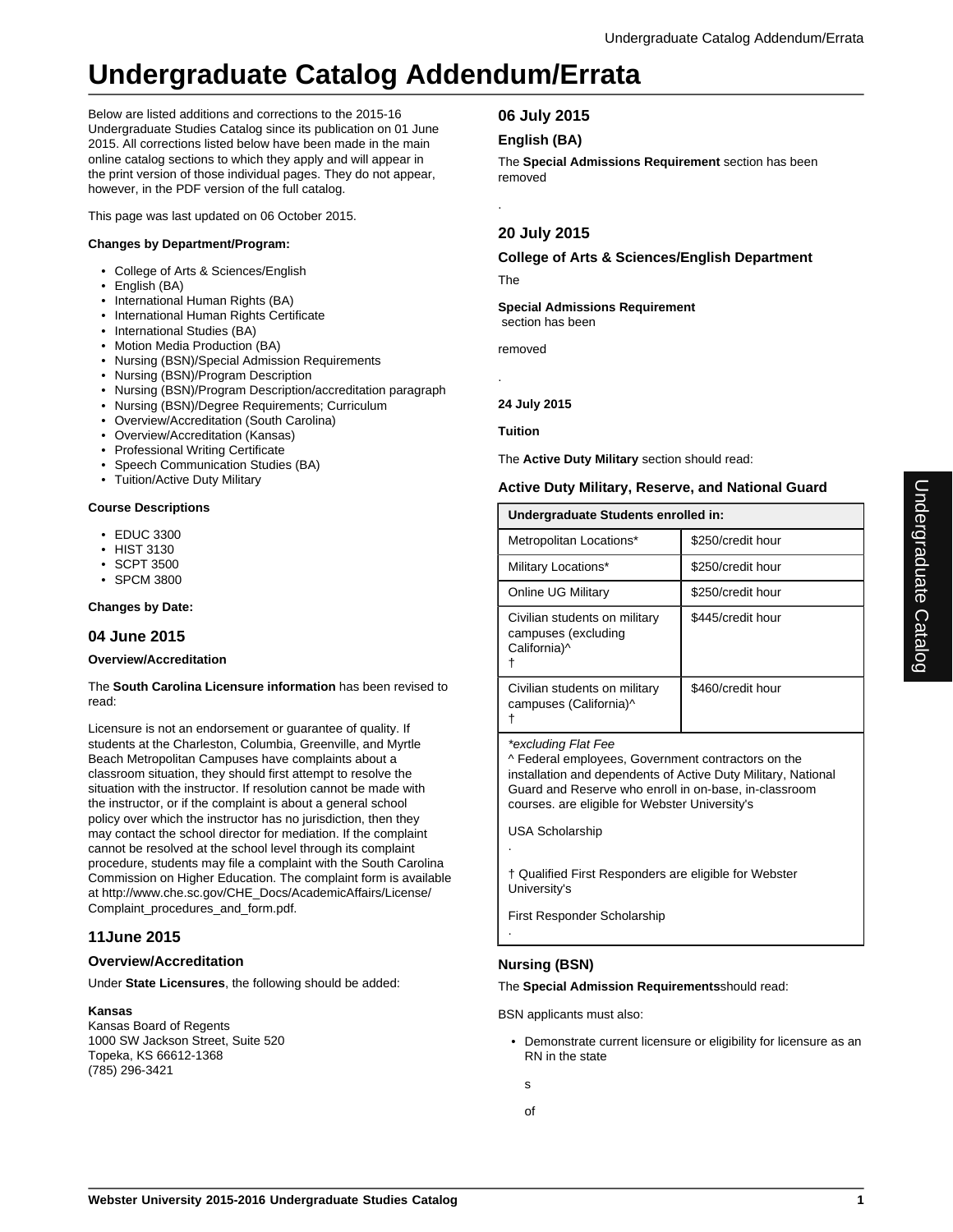# Undergraduate Catalog Addendum/Errata

Below are listed additions and corrections to the 2015-16 Undergraduate Studies Catalog since its publication on 01 June 2015. All corrections listed below have been made in the main online catalog sections to which they apply and will appear in the print version of those individual pages. They do not appear, however, in the PDF version of the full catalog.

This page was last updated on 06 October 2015.

**Changes by Department/Program:**

- College of Arts & Sciences/English
- English (BA)
- International Human Rights (BA)
- International Human Rights Certificate
- International Studies (BA)
- Motion Media Production (BA)
- Nursing (BSN)/Special Admission Requirements
- Nursing (BSN)/Program Description
- Nursing (BSN)/Program Description/accreditation paragraph
- Nursing (BSN)/Degree Requirements; Curriculum
- Overview/Accreditation (South Carolina)
- Overview/Accreditation (Kansas)
- Professional Writing Certificate
- Speech Communication Studies (BA)
- Tuition/Active Duty Military

**Course Descriptions**

- EDUC 3300
- HIST 3130
- SCPT 3500
- SPCM 3800

**Changes by Date:**

## 04 June 2015

**Overview/Accreditation**

The **South Carolina Licensure information** has been revised to read:

Licensure is not an endorsement or guarantee of quality. If students at the Charleston, Columbia, Greenville, and Myrtle Beach Metropolitan Campuses have complaints about a classroom situation, they should first attempt to resolve the situation with the instructor. If resolution cannot be made with the instructor, or if the complaint is about a general school policy over which the instructor has no jurisdiction, then they may contact the school director for mediation. If the complaint cannot be resolved at the school level through its complaint procedure, students may file a complaint with the South Carolina Commission on Higher Education. The complaint form is available at http://www.che.sc.gov/CHE_Docs/AcademicAffairs/License/Complaint_procedures_and_form.pdf.

## 11June 2015

### Overview/Accreditation

Under **State Licensures**, the following should be added:

**Kansas**
Kansas Board of Regents
1000 SW Jackson Street, Suite 520
Topeka, KS 66612-1368
(785) 296-3421

## 06 July 2015

### English (BA)

The **Special Admissions Requirement** section has been removed

.

## 20 July 2015

### College of Arts & Sciences/English Department

The

**Special Admissions Requirement**
section has been

removed

.

**24 July 2015**

**Tuition**

The **Active Duty Military** section should read:

### Active Duty Military, Reserve, and National Guard

| Undergraduate Students enrolled in: | |
|---|---|
| Metropolitan Locations* | $250/credit hour |
| Military Locations* | $250/credit hour |
| Online UG Military | $250/credit hour |
| Civilian students on military campuses (excluding California)^ † | $445/credit hour |
| Civilian students on military campuses (California)^ † | $460/credit hour |

*\*excluding Flat Fee*
^ Federal employees, Government contractors on the installation and dependents of Active Duty Military, National Guard and Reserve who enroll in on-base, in-classroom courses. are eligible for Webster University's

USA Scholarship

.

† Qualified First Responders are eligible for Webster University's

First Responder Scholarship

.

### Nursing (BSN)

The **Special Admission Requirements**should read:

BSN applicants must also:

- Demonstrate current licensure or eligibility for licensure as an RN in the state

  s

  of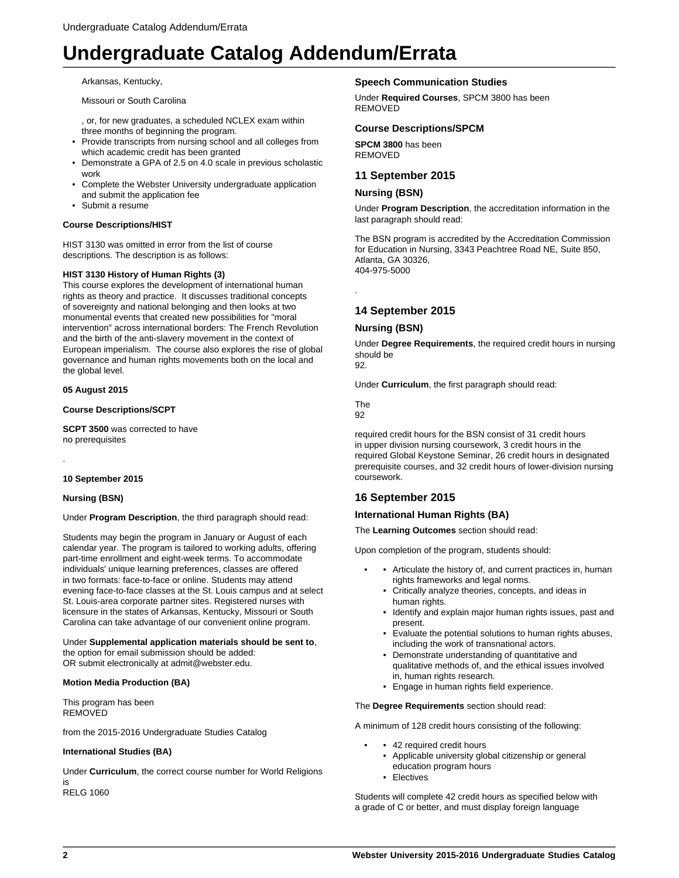# Undergraduate Catalog Addendum/Errata

Arkansas, Kentucky,

Missouri or South Carolina

, or, for new graduates, a scheduled NCLEX exam within three months of beginning the program.

- Provide transcripts from nursing school and all colleges from which academic credit has been granted
- Demonstrate a GPA of 2.5 on 4.0 scale in previous scholastic work
- Complete the Webster University undergraduate application and submit the application fee
- Submit a resume

**Course Descriptions/HIST**

HIST 3130 was omitted in error from the list of course descriptions. The description is as follows:

**HIST 3130 History of Human Rights (3)**
This course explores the development of international human rights as theory and practice. It discusses traditional concepts of sovereignty and national belonging and then looks at two monumental events that created new possibilities for "moral intervention" across international borders: The French Revolution and the birth of the anti-slavery movement in the context of European imperialism. The course also explores the rise of global governance and human rights movements both on the local and the global level.

**05 August 2015**

**Course Descriptions/SCPT**

**SCPT 3500** was corrected to have no prerequisites

.

**10 September 2015**

**Nursing (BSN)**

Under **Program Description**, the third paragraph should read:

Students may begin the program in January or August of each calendar year. The program is tailored to working adults, offering part-time enrollment and eight-week terms. To accommodate individuals' unique learning preferences, classes are offered in two formats: face-to-face or online. Students may attend evening face-to-face classes at the St. Louis campus and at select St. Louis-area corporate partner sites. Registered nurses with licensure in the states of Arkansas, Kentucky, Missouri or South Carolina can take advantage of our convenient online program.

Under **Supplemental application materials should be sent to**, the option for email submission should be added:
OR submit electronically at admit@webster.edu.

**Motion Media Production (BA)**

This program has been
REMOVED

from the 2015-2016 Undergraduate Studies Catalog

**International Studies (BA)**

Under **Curriculum**, the correct course number for World Religions is
RELG 1060

### Speech Communication Studies

Under **Required Courses**, SPCM 3800 has been
REMOVED

### Course Descriptions/SPCM

**SPCM 3800** has been
REMOVED

## 11 September 2015

### Nursing (BSN)

Under **Program Description**, the accreditation information in the last paragraph should read:

The BSN program is accredited by the Accreditation Commission for Education in Nursing, 3343 Peachtree Road NE, Suite 850, Atlanta, GA 30326,
404-975-5000

.

## 14 September 2015

### Nursing (BSN)

Under **Degree Requirements**, the required credit hours in nursing should be
92.

Under **Curriculum**, the first paragraph should read:

The
92

required credit hours for the BSN consist of 31 credit hours in upper division nursing coursework, 3 credit hours in the required Global Keystone Seminar, 26 credit hours in designated prerequisite courses, and 32 credit hours of lower-division nursing coursework.

## 16 September 2015

### International Human Rights (BA)

The **Learning Outcomes** section should read:

Upon completion of the program, students should:

- Articulate the history of, and current practices in, human rights frameworks and legal norms.
- Critically analyze theories, concepts, and ideas in human rights.
- Identify and explain major human rights issues, past and present.
- Evaluate the potential solutions to human rights abuses, including the work of transnational actors.
- Demonstrate understanding of quantitative and qualitative methods of, and the ethical issues involved in, human rights research.
- Engage in human rights field experience.

The **Degree Requirements** section should read:

A minimum of 128 credit hours consisting of the following:

- 42 required credit hours
- Applicable university global citizenship or general education program hours
- Electives

Students will complete 42 credit hours as specified below with a grade of C or better, and must display foreign language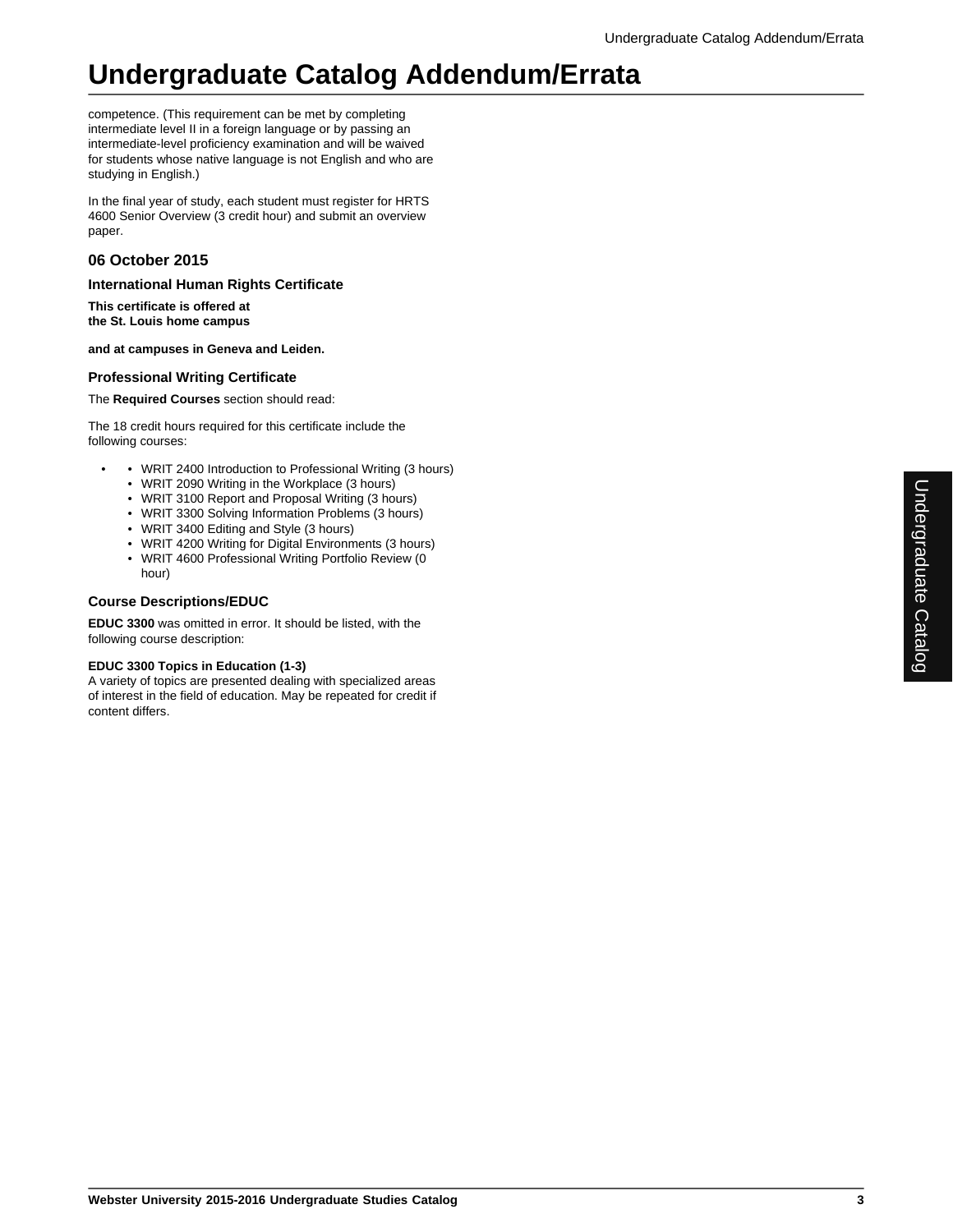# Undergraduate Catalog Addendum/Errata

competence. (This requirement can be met by completing intermediate level II in a foreign language or by passing an intermediate-level proficiency examination and will be waived for students whose native language is not English and who are studying in English.)

In the final year of study, each student must register for HRTS 4600 Senior Overview (3 credit hour) and submit an overview paper.

### 06 October 2015

#### International Human Rights Certificate

**This certificate is offered at the St. Louis home campus**

**and at campuses in Geneva and Leiden.**

#### Professional Writing Certificate

The **Required Courses** section should read:

The 18 credit hours required for this certificate include the following courses:

- WRIT 2400 Introduction to Professional Writing (3 hours)
- WRIT 2090 Writing in the Workplace (3 hours)
- WRIT 3100 Report and Proposal Writing (3 hours)
- WRIT 3300 Solving Information Problems (3 hours)
- WRIT 3400 Editing and Style (3 hours)
- WRIT 4200 Writing for Digital Environments (3 hours)
- WRIT 4600 Professional Writing Portfolio Review (0 hour)

#### Course Descriptions/EDUC

**EDUC 3300** was omitted in error. It should be listed, with the following course description:

**EDUC 3300 Topics in Education (1-3)**
A variety of topics are presented dealing with specialized areas of interest in the field of education. May be repeated for credit if content differs.